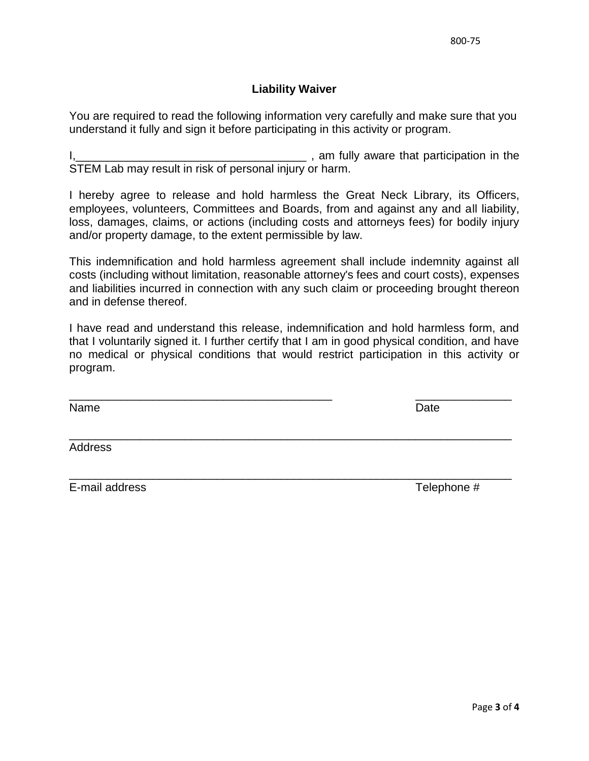800-75

### Liability Waiver

You are required to read the following information very carefully and make sure that you understand it fully and sign it before participating in this activity or program.

I,____________________________________ , am fully aware that participation in the STEM Lab may result in risk of personal injury or harm.

I hereby agree to release and hold harmless the Great Neck Library, its Officers, employees, volunteers, Committees and Boards, from and against any and all liability, loss, damages, claims, or actions (including costs and attorneys fees) for bodily injury and/or property damage, to the extent permissible by law.

This indemnification and hold harmless agreement shall include indemnity against all costs (including without limitation, reasonable attorney's fees and court costs), expenses and liabilities incurred in connection with any such claim or proceeding brought thereon and in defense thereof.

I have read and understand this release, indemnification and hold harmless form, and that I voluntarily signed it. I further certify that I am in good physical condition, and have no medical or physical conditions that would restrict participation in this activity or program.

__________________________________________ _______________
Name Date

______________________________________________________________________
Address

______________________________________________________________________
E-mail address Telephone #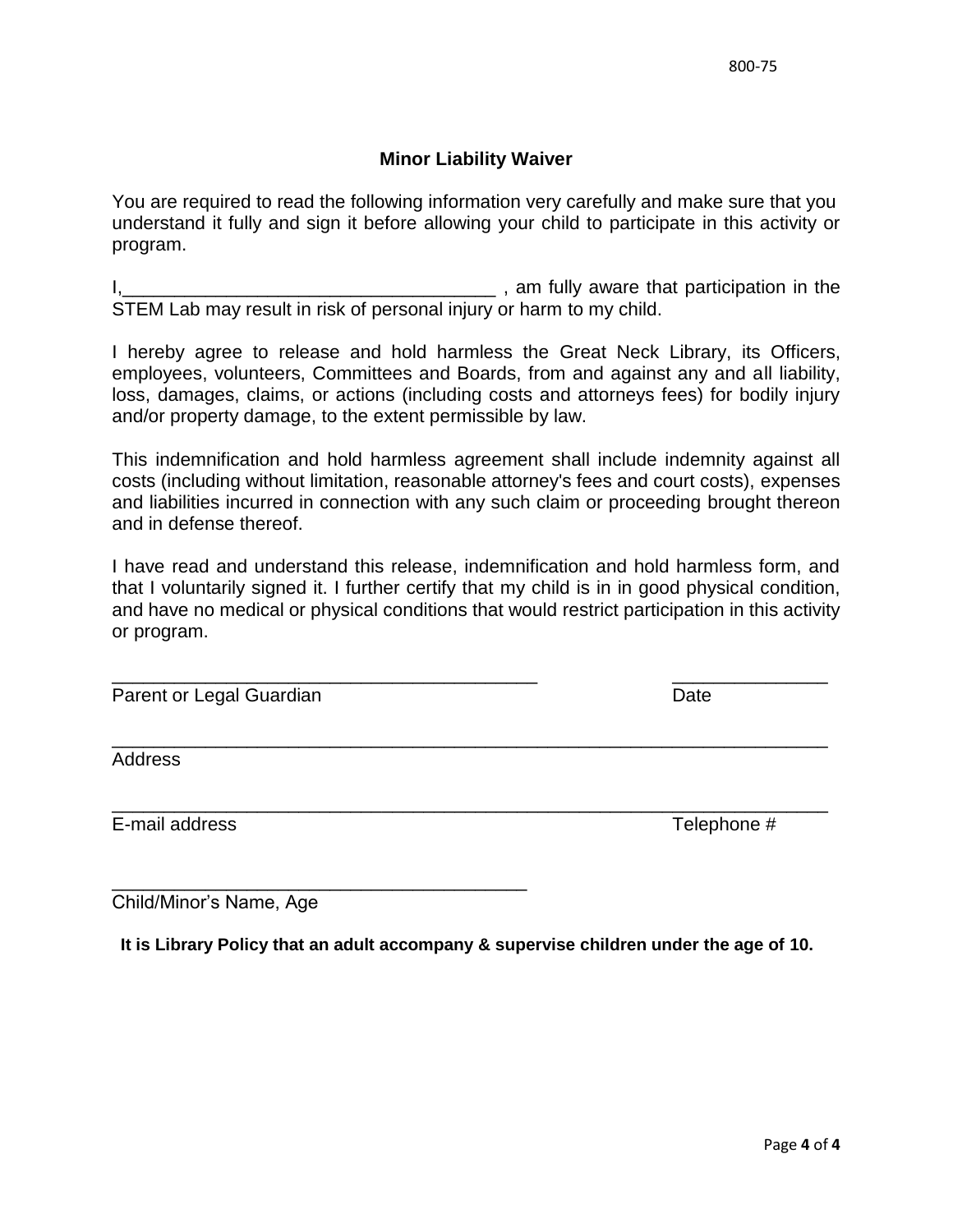# Minor Liability Waiver

You are required to read the following information very carefully and make sure that you understand it fully and sign it before allowing your child to participate in this activity or program.

I,____________________________________ , am fully aware that participation in the STEM Lab may result in risk of personal injury or harm to my child.

I hereby agree to release and hold harmless the Great Neck Library, its Officers, employees, volunteers, Committees and Boards, from and against any and all liability, loss, damages, claims, or actions (including costs and attorneys fees) for bodily injury and/or property damage, to the extent permissible by law.

This indemnification and hold harmless agreement shall include indemnity against all costs (including without limitation, reasonable attorney's fees and court costs), expenses and liabilities incurred in connection with any such claim or proceeding brought thereon and in defense thereof.

I have read and understand this release, indemnification and hold harmless form, and that I voluntarily signed it. I further certify that my child is in in good physical condition, and have no medical or physical conditions that would restrict participation in this activity or program.

__________________________________________ _______________
Parent or Legal Guardian Date

______________________________________________________________________
Address

______________________________________________________________________
E-mail address Telephone #

__________________________________________
Child/Minor's Name, Age

**It is Library Policy that an adult accompany & supervise children under the age of 10.**